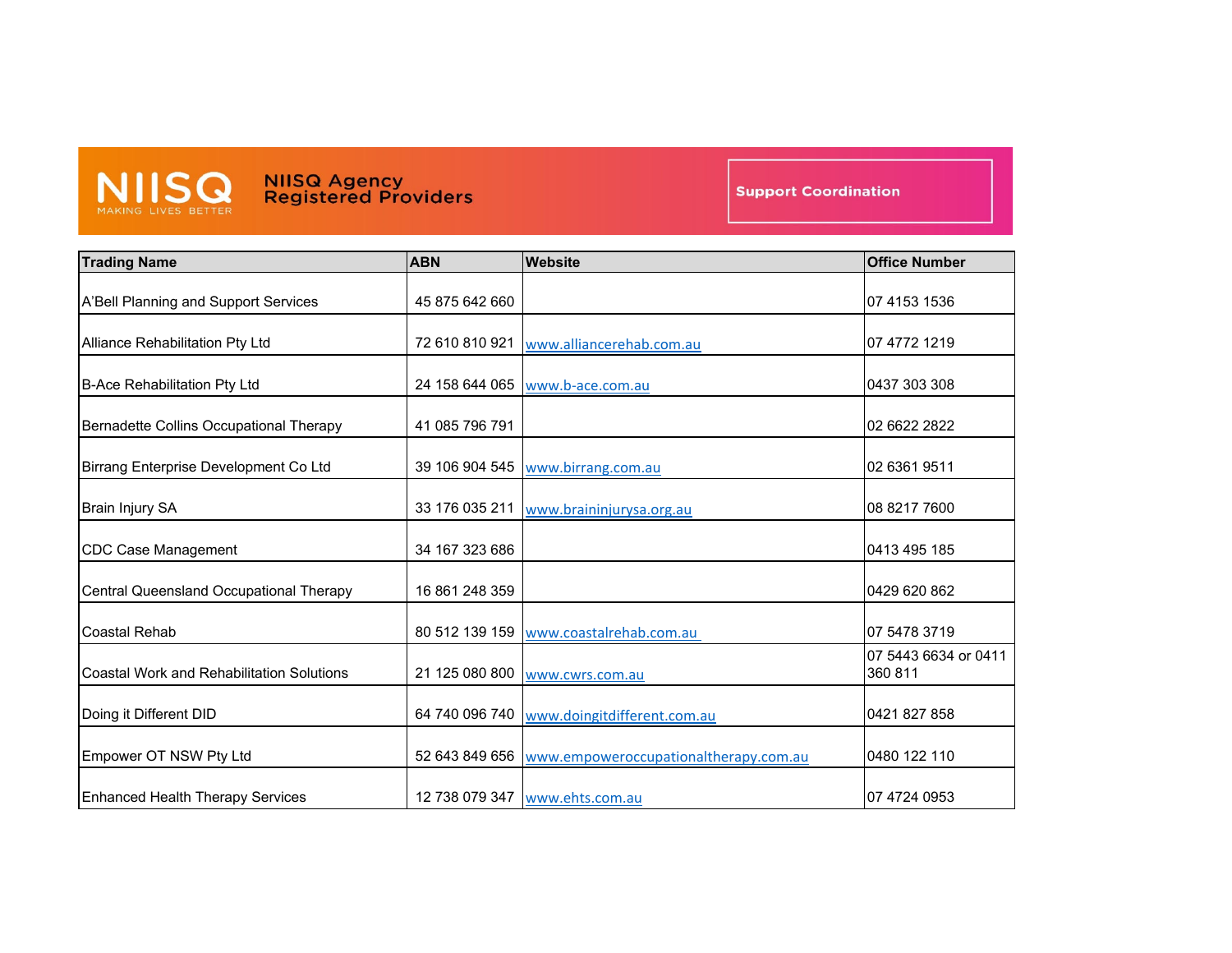# NIISQ Agency Registered Providers

NIISQ MAKING LIVES BETTER

**Support Coordination**

| Trading Name | ABN | Website | Office Number |
|---|---|---|---|
| A'Bell Planning and Support Services | 45 875 642 660 | | 07 4153 1536 |
| Alliance Rehabilitation Pty Ltd | 72 610 810 921 | www.alliancerehab.com.au | 07 4772 1219 |
| B-Ace Rehabilitation Pty Ltd | 24 158 644 065 | www.b-ace.com.au | 0437 303 308 |
| Bernadette Collins Occupational Therapy | 41 085 796 791 | | 02 6622 2822 |
| Birrang Enterprise Development Co Ltd | 39 106 904 545 | www.birrang.com.au | 02 6361 9511 |
| Brain Injury SA | 33 176 035 211 | www.braininjurysa.org.au | 08 8217 7600 |
| CDC Case Management | 34 167 323 686 | | 0413 495 185 |
| Central Queensland Occupational Therapy | 16 861 248 359 | | 0429 620 862 |
| Coastal Rehab | 80 512 139 159 | www.coastalrehab.com.au | 07 5478 3719 |
| Coastal Work and Rehabilitation Solutions | 21 125 080 800 | www.cwrs.com.au | 07 5443 6634 or 0411 360 811 |
| Doing it Different DID | 64 740 096 740 | www.doingitdifferent.com.au | 0421 827 858 |
| Empower OT NSW Pty Ltd | 52 643 849 656 | www.empoweroccupationaltherapy.com.au | 0480 122 110 |
| Enhanced Health Therapy Services | 12 738 079 347 | www.ehts.com.au | 07 4724 0953 |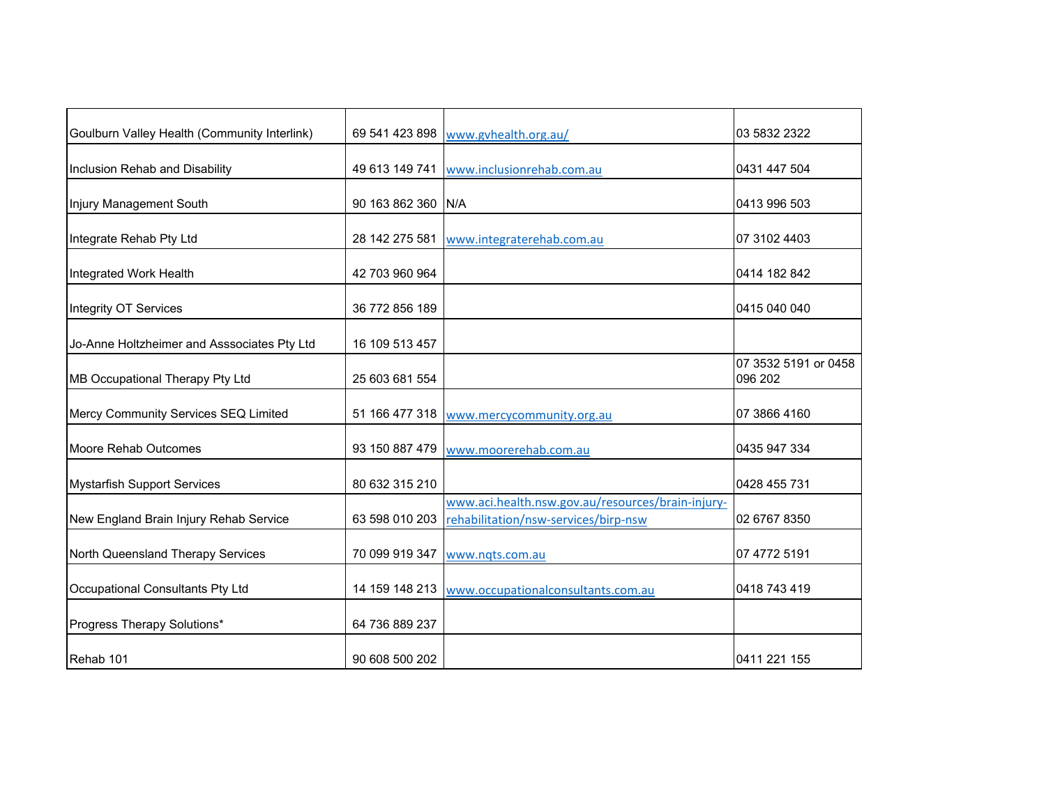| | | | |
|---|---|---|---|
| Goulburn Valley Health (Community Interlink) | 69 541 423 898 | www.gvhealth.org.au/ | 03 5832 2322 |
| Inclusion Rehab and Disability | 49 613 149 741 | www.inclusionrehab.com.au | 0431 447 504 |
| Injury Management South | 90 163 862 360 | N/A | 0413 996 503 |
| Integrate Rehab Pty Ltd | 28 142 275 581 | www.integraterehab.com.au | 07 3102 4403 |
| Integrated Work Health | 42 703 960 964 | | 0414 182 842 |
| Integrity OT Services | 36 772 856 189 | | 0415 040 040 |
| Jo-Anne Holtzheimer and Asssociates Pty Ltd | 16 109 513 457 | | |
| MB Occupational Therapy Pty Ltd | 25 603 681 554 | | 07 3532 5191 or 0458 096 202 |
| Mercy Community Services SEQ Limited | 51 166 477 318 | www.mercycommunity.org.au | 07 3866 4160 |
| Moore Rehab Outcomes | 93 150 887 479 | www.moorerehab.com.au | 0435 947 334 |
| Mystarfish Support Services | 80 632 315 210 | | 0428 455 731 |
| New England Brain Injury Rehab Service | 63 598 010 203 | www.aci.health.nsw.gov.au/resources/brain-injury-rehabilitation/nsw-services/birp-nsw | 02 6767 8350 |
| North Queensland Therapy Services | 70 099 919 347 | www.nqts.com.au | 07 4772 5191 |
| Occupational Consultants Pty Ltd | 14 159 148 213 | www.occupationalconsultants.com.au | 0418 743 419 |
| Progress Therapy Solutions* | 64 736 889 237 | | |
| Rehab 101 | 90 608 500 202 | | 0411 221 155 |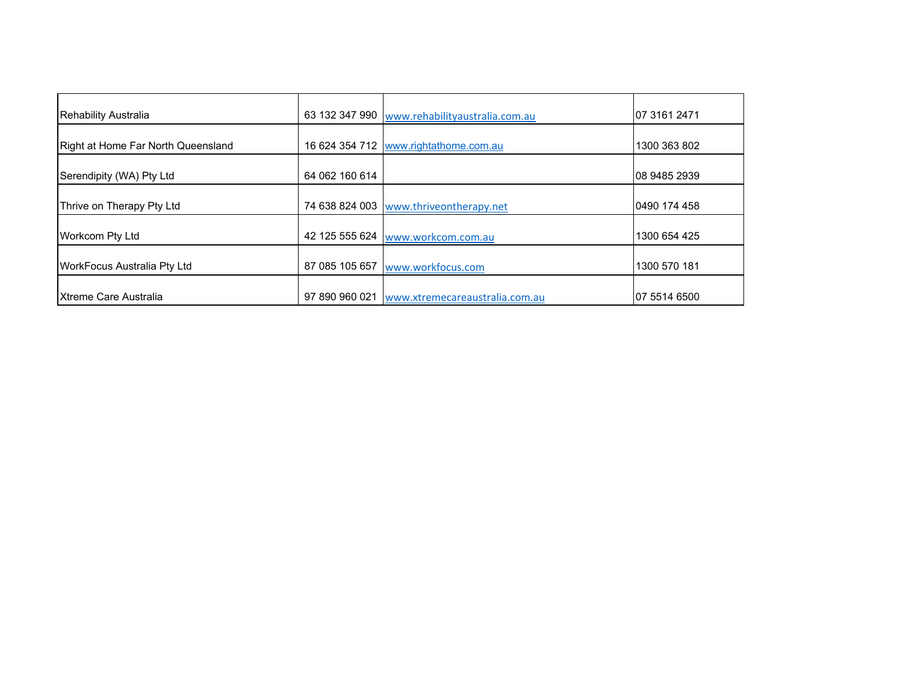| | | | |
|---|---|---|---|
| Rehability Australia | 63 132 347 990 | www.rehabilityaustralia.com.au | 07 3161 2471 |
| Right at Home Far North Queensland | 16 624 354 712 | www.rightathome.com.au | 1300 363 802 |
| Serendipity (WA) Pty Ltd | 64 062 160 614 | | 08 9485 2939 |
| Thrive on Therapy Pty Ltd | 74 638 824 003 | www.thriveontherapy.net | 0490 174 458 |
| Workcom Pty Ltd | 42 125 555 624 | www.workcom.com.au | 1300 654 425 |
| WorkFocus Australia Pty Ltd | 87 085 105 657 | www.workfocus.com | 1300 570 181 |
| Xtreme Care Australia | 97 890 960 021 | www.xtremecareaustralia.com.au | 07 5514 6500 |